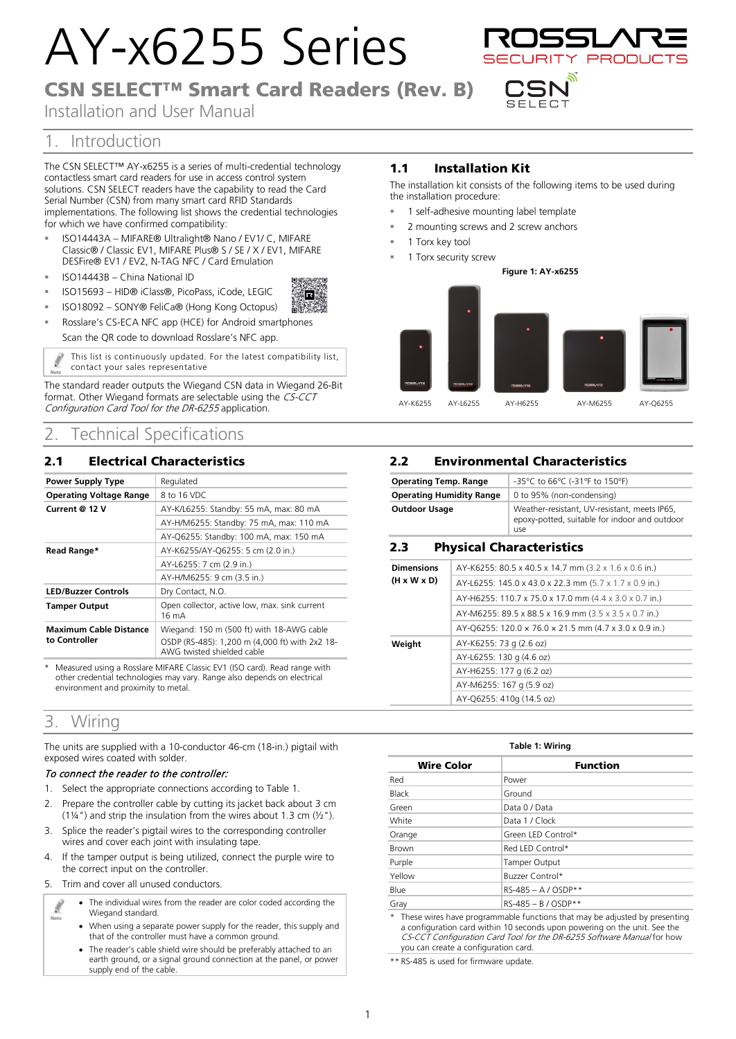# AY-x6255 Series

## CSN SELECT™ Smart Card Readers (Rev. B)

Installation and User Manual

## 1. Introduction

The CSN SELECT™ AY-x6255 is a series of multi-credential technology contactless smart card readers for use in access control system solutions. CSN SELECT readers have the capability to read the Card Serial Number (CSN) from many smart card RFID Standards implementations. The following list shows the credential technologies for which we have confirmed compatibility:

- ISO14443A – MIFARE® Ultralight® Nano / EV1/ C, MIFARE Classic® / Classic EV1, MIFARE Plus® S / SE / X / EV1, MIFARE DESFire® EV1 / EV2, N-TAG NFC / Card Emulation
- ISO14443B – China National ID
- ISO15693 – HID® iClass®, PicoPass, iCode, LEGIC
- ISO18092 – SONY® FeliCa® (Hong Kong Octopus)
- Rosslare's CS-ECA NFC app (HCE) for Android smartphones

  Scan the QR code to download Rosslare's NFC app.

> Note: This list is continuously updated. For the latest compatibility list, contact your sales representative

The standard reader outputs the Wiegand CSN data in Wiegand 26-Bit format. Other Wiegand formats are selectable using the *CS-CCT Configuration Card Tool for the DR-6255* application.

### 1.1 Installation Kit

The installation kit consists of the following items to be used during the installation procedure:

- 1 self-adhesive mounting label template
- 2 mounting screws and 2 screw anchors
- 1 Torx key tool
- 1 Torx security screw

**Figure 1: AY-x6255**

AY-K6255 AY-L6255 AY-H6255 AY-M6255 AY-Q6255

## 2. Technical Specifications

### 2.1 Electrical Characteristics

| | |
|---|---|
| **Power Supply Type** | Regulated |
| **Operating Voltage Range** | 8 to 16 VDC |
| **Current @ 12 V** | AY-K/L6255: Standby: 55 mA, max: 80 mA |
| | AY-H/M6255: Standby: 75 mA, max: 110 mA |
| | AY-Q6255: Standby: 100 mA, max: 150 mA |
| **Read Range*** | AY-K6255/AY-Q6255: 5 cm (2.0 in.) |
| | AY-L6255: 7 cm (2.9 in.) |
| | AY-H/M6255: 9 cm (3.5 in.) |
| **LED/Buzzer Controls** | Dry Contact, N.O. |
| **Tamper Output** | Open collector, active low, max. sink current 16 mA |
| **Maximum Cable Distance to Controller** | Wiegand: 150 m (500 ft) with 18-AWG cable |
| | OSDP (RS-485): 1,200 m (4,000 ft) with 2x2 18-AWG twisted shielded cable |

\* Measured using a Rosslare MIFARE Classic EV1 (ISO card). Read range with other credential technologies may vary. Range also depends on electrical environment and proximity to metal.

### 2.2 Environmental Characteristics

| | |
|---|---|
| **Operating Temp. Range** | -35°C to 66°C (-31°F to 150°F) |
| **Operating Humidity Range** | 0 to 95% (non-condensing) |
| **Outdoor Usage** | Weather-resistant, UV-resistant, meets IP65, epoxy-potted, suitable for indoor and outdoor use |

### 2.3 Physical Characteristics

| | |
|---|---|
| **Dimensions (H x W x D)** | AY-K6255: 80.5 x 40.5 x 14.7 mm (3.2 x 1.6 x 0.6 in.) |
| | AY-L6255: 145.0 x 43.0 x 22.3 mm (5.7 x 1.7 x 0.9 in.) |
| | AY-H6255: 110.7 x 75.0 x 17.0 mm (4.4 x 3.0 x 0.7 in.) |
| | AY-M6255: 89.5 x 88.5 x 16.9 mm (3.5 x 3.5 x 0.7 in.) |
| | AY-Q6255: 120.0 × 76.0 × 21.5 mm (4.7 x 3.0 x 0.9 in.) |
| **Weight** | AY-K6255: 73 g (2.6 oz) |
| | AY-L6255: 130 g (4.6 oz) |
| | AY-H6255: 177 g (6.2 oz) |
| | AY-M6255: 167 g (5.9 oz) |
| | AY-Q6255: 410g (14.5 oz) |

## 3. Wiring

The units are supplied with a 10-conductor 46-cm (18-in.) pigtail with exposed wires coated with solder.

*To connect the reader to the controller:*

1. Select the appropriate connections according to Table 1.
2. Prepare the controller cable by cutting its jacket back about 3 cm (1¼") and strip the insulation from the wires about 1.3 cm (½").
3. Splice the reader's pigtail wires to the corresponding controller wires and cover each joint with insulating tape.
4. If the tamper output is being utilized, connect the purple wire to the correct input on the controller.
5. Trim and cover all unused conductors.

> Note:
> - The individual wires from the reader are color coded according the Wiegand standard.
> - When using a separate power supply for the reader, this supply and that of the controller must have a common ground.
> - The reader's cable shield wire should be preferably attached to an earth ground, or a signal ground connection at the panel, or power supply end of the cable.

**Table 1: Wiring**

| Wire Color | Function |
|---|---|
| Red | Power |
| Black | Ground |
| Green | Data 0 / Data |
| White | Data 1 / Clock |
| Orange | Green LED Control* |
| Brown | Red LED Control* |
| Purple | Tamper Output |
| Yellow | Buzzer Control* |
| Blue | RS-485 – A / OSDP** |
| Gray | RS-485 – B / OSDP** |

\* These wires have programmable functions that may be adjusted by presenting a configuration card within 10 seconds upon powering on the unit. See the *CS-CCT Configuration Card Tool for the DR-6255 Software Manual* for how you can create a configuration card.

\*\* RS-485 is used for firmware update.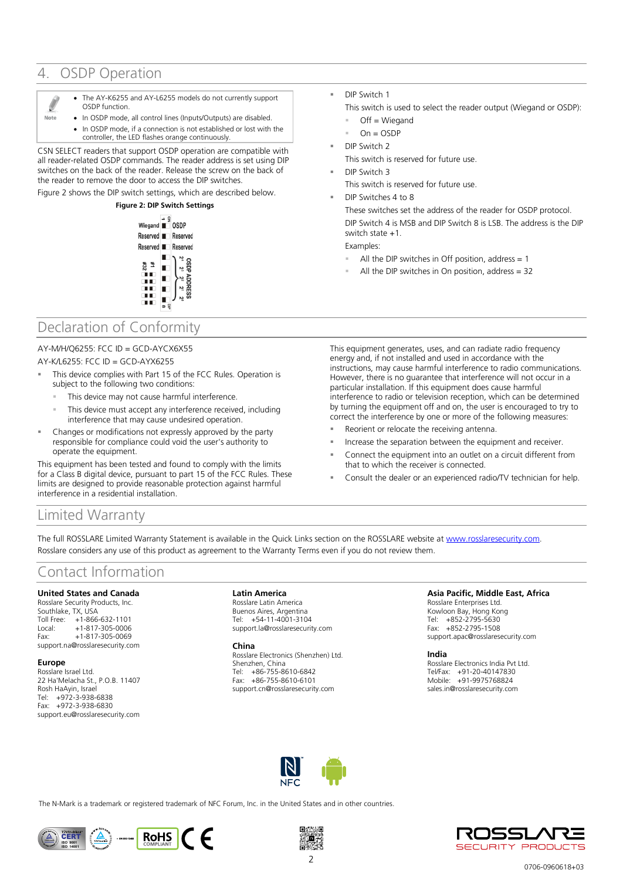## 4. OSDP Operation

> **Note**
> - The AY-K6255 and AY-L6255 models do not currently support OSDP function.
> - In OSDP mode, all control lines (Inputs/Outputs) are disabled.
> - In OSDP mode, if a connection is not established or lost with the controller, the LED flashes orange continuously.

CSN SELECT readers that support OSDP operation are compatible with all reader-related OSDP commands. The reader address is set using DIP switches on the back of the reader. Release the screw on the back of the reader to remove the door to access the DIP switches.

Figure 2 shows the DIP switch settings, which are described below.

**Figure 2: DIP Switch Settings**

Wiegand
OSDP
Reserved
Reserved
Reserved
Reserved
#32
#1
$2^4$ $2^3$ $2^2$ $2^1$ $2^0$
OSDP ADDRESS
ON
1
DIP
8

- DIP Switch 1

  This switch is used to select the reader output (Wiegand or OSDP):
  - Off = Wiegand
  - On = OSDP
- DIP Switch 2

  This switch is reserved for future use.
- DIP Switch 3

  This switch is reserved for future use.
- DIP Switches 4 to 8

  These switches set the address of the reader for OSDP protocol.

  DIP Switch 4 is MSB and DIP Switch 8 is LSB. The address is the DIP switch state +1.

  Examples:
  - All the DIP switches in Off position, address = 1
  - All the DIP switches in On position, address = 32

## Declaration of Conformity

AY-M/H/Q6255: FCC ID = GCD-AYCX6X55

AY-K/L6255: FCC ID = GCD-AYX6255

- This device complies with Part 15 of the FCC Rules. Operation is subject to the following two conditions:
  - This device may not cause harmful interference.
  - This device must accept any interference received, including interference that may cause undesired operation.
- Changes or modifications not expressly approved by the party responsible for compliance could void the user's authority to operate the equipment.

This equipment has been tested and found to comply with the limits for a Class B digital device, pursuant to part 15 of the FCC Rules. These limits are designed to provide reasonable protection against harmful interference in a residential installation.

This equipment generates, uses, and can radiate radio frequency energy and, if not installed and used in accordance with the instructions, may cause harmful interference to radio communications. However, there is no guarantee that interference will not occur in a particular installation. If this equipment does cause harmful interference to radio or television reception, which can be determined by turning the equipment off and on, the user is encouraged to try to correct the interference by one or more of the following measures:

- Reorient or relocate the receiving antenna.
- Increase the separation between the equipment and receiver.
- Connect the equipment into an outlet on a circuit different from that to which the receiver is connected.
- Consult the dealer or an experienced radio/TV technician for help.

## Limited Warranty

The full ROSSLARE Limited Warranty Statement is available in the Quick Links section on the ROSSLARE website at www.rosslaresecurity.com. Rosslare considers any use of this product as agreement to the Warranty Terms even if you do not review them.

## Contact Information

**United States and Canada**
Rosslare Security Products, Inc.
Southlake, TX, USA
Toll Free: +1-866-632-1101
Local: +1-817-305-0006
Fax: +1-817-305-0069
support.na@rosslaresecurity.com

**Europe**
Rosslare Israel Ltd.
22 Ha'Melacha St., P.O.B. 11407
Rosh HaAyin, Israel
Tel: +972-3-938-6838
Fax: +972-3-938-6830
support.eu@rosslaresecurity.com

**Latin America**
Rosslare Latin America
Buenos Aires, Argentina
Tel: +54-11-4001-3104
support.la@rosslaresecurity.com

**China**
Rosslare Electronics (Shenzhen) Ltd.
Shenzhen, China
Tel: +86-755-8610-6842
Fax: +86-755-8610-6101
support.cn@rosslaresecurity.com

**Asia Pacific, Middle East, Africa**
Rosslare Enterprises Ltd.
Kowloon Bay, Hong Kong
Tel: +852-2795-5630
Fax: +852-2795-1508
support.apac@rosslaresecurity.com

**India**
Rosslare Electronics India Pvt Ltd.
Tel/Fax: +91-20-40147830
Mobile: +91-9975768824
sales.in@rosslaresecurity.com

The N-Mark is a trademark or registered trademark of NFC Forum, Inc. in the United States and in other countries.

0706-0960618+03